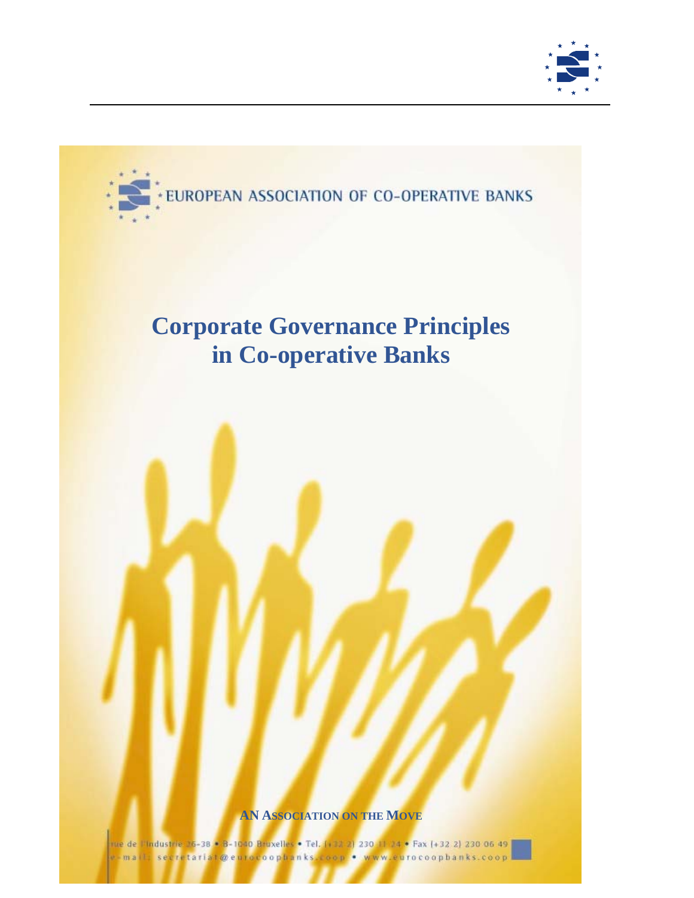EUROPEAN ASSOCIATION OF CO-OPERATIVE BANKS

# Corporate Governance Principles in Co-operative Banks

**AN ASSOCIATION ON THE MOVE**

rue de l'Industrie 26-38 • B-1040 Bruxelles • Tel. (+32 2) 230 11 24 • Fax (+32 2) 230 06 49
e-mail: secretariat@eurocoopbanks.coop • www.eurocoopbanks.coop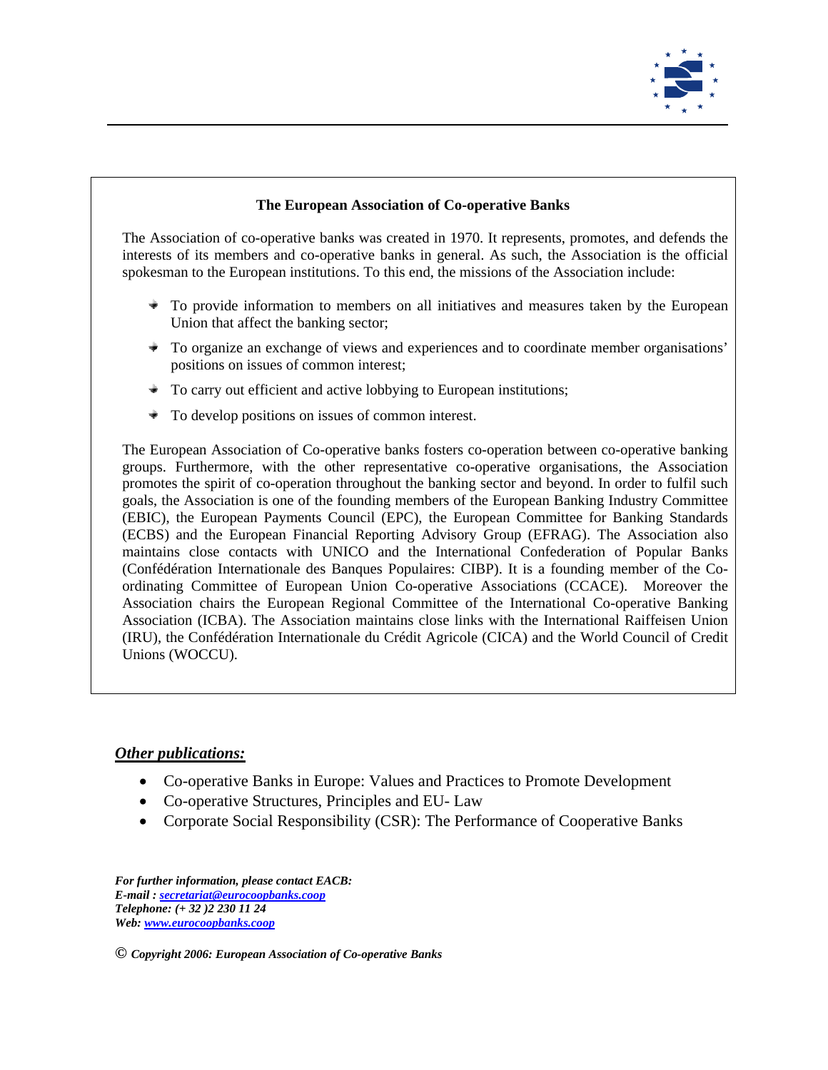## The European Association of Co-operative Banks

The Association of co-operative banks was created in 1970. It represents, promotes, and defends the interests of its members and co-operative banks in general. As such, the Association is the official spokesman to the European institutions. To this end, the missions of the Association include:

- To provide information to members on all initiatives and measures taken by the European Union that affect the banking sector;
- To organize an exchange of views and experiences and to coordinate member organisations' positions on issues of common interest;
- To carry out efficient and active lobbying to European institutions;
- To develop positions on issues of common interest.

The European Association of Co-operative banks fosters co-operation between co-operative banking groups. Furthermore, with the other representative co-operative organisations, the Association promotes the spirit of co-operation throughout the banking sector and beyond. In order to fulfil such goals, the Association is one of the founding members of the European Banking Industry Committee (EBIC), the European Payments Council (EPC), the European Committee for Banking Standards (ECBS) and the European Financial Reporting Advisory Group (EFRAG). The Association also maintains close contacts with UNICO and the International Confederation of Popular Banks (Confédération Internationale des Banques Populaires: CIBP). It is a founding member of the Co-ordinating Committee of European Union Co-operative Associations (CCACE). Moreover the Association chairs the European Regional Committee of the International Co-operative Banking Association (ICBA). The Association maintains close links with the International Raiffeisen Union (IRU), the Confédération Internationale du Crédit Agricole (CICA) and the World Council of Credit Unions (WOCCU).

***Other publications:***

- Co-operative Banks in Europe: Values and Practices to Promote Development
- Co-operative Structures, Principles and EU- Law
- Corporate Social Responsibility (CSR): The Performance of Cooperative Banks

***For further information, please contact EACB:***
***E-mail : secretariat@eurocoopbanks.coop***
***Telephone: (+ 32 )2 230 11 24***
***Web: www.eurocoopbanks.coop***

© ***Copyright 2006: European Association of Co-operative Banks***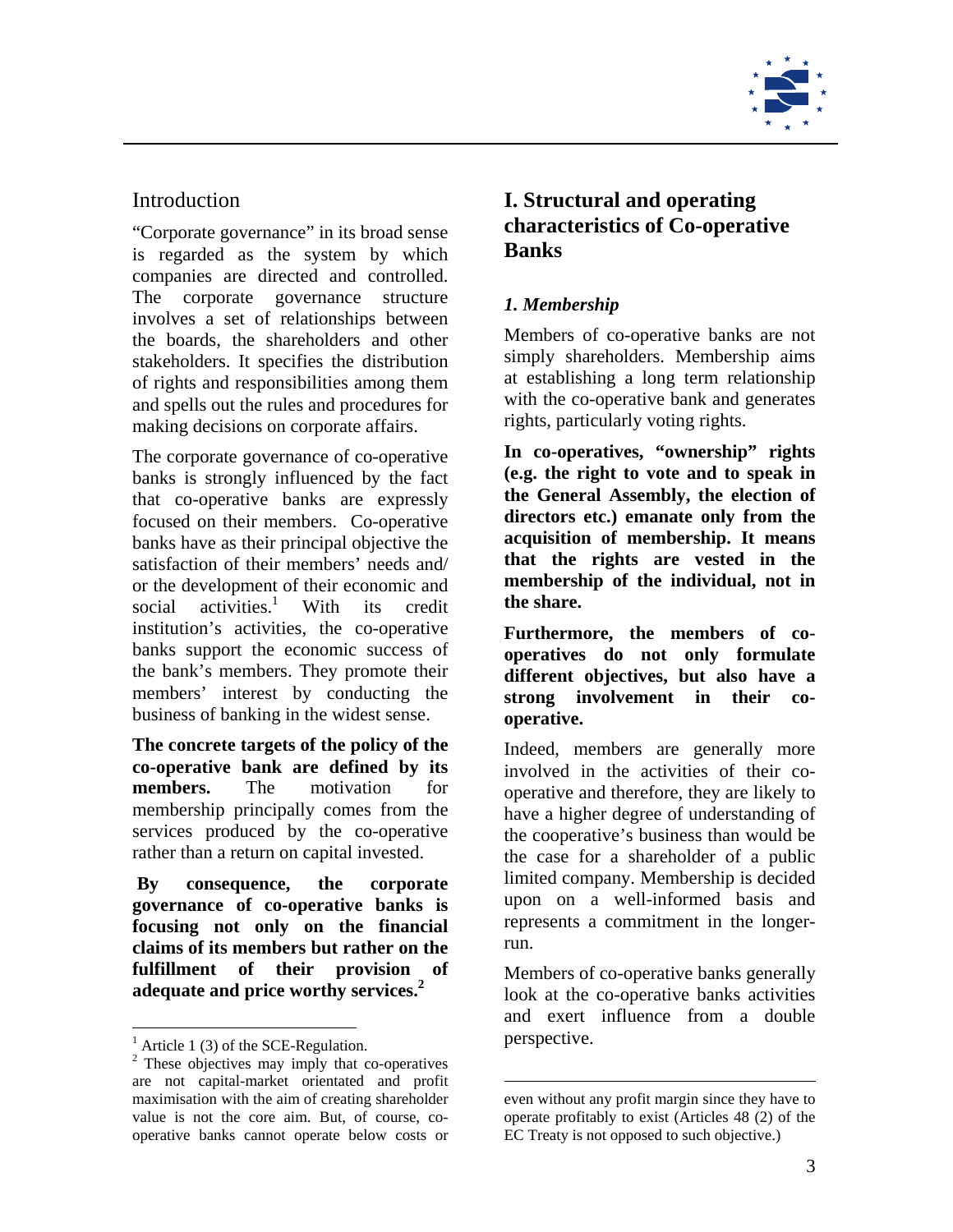## Introduction

"Corporate governance" in its broad sense is regarded as the system by which companies are directed and controlled. The corporate governance structure involves a set of relationships between the boards, the shareholders and other stakeholders. It specifies the distribution of rights and responsibilities among them and spells out the rules and procedures for making decisions on corporate affairs.

The corporate governance of co-operative banks is strongly influenced by the fact that co-operative banks are expressly focused on their members. Co-operative banks have as their principal objective the satisfaction of their members' needs and/ or the development of their economic and social activities.[1] With its credit institution's activities, the co-operative banks support the economic success of the bank's members. They promote their members' interest by conducting the business of banking in the widest sense.

**The concrete targets of the policy of the co-operative bank are defined by its members.** The motivation for membership principally comes from the services produced by the co-operative rather than a return on capital invested.

**By consequence, the corporate governance of co-operative banks is focusing not only on the financial claims of its members but rather on the fulfillment of their provision of adequate and price worthy services.[2]**

# I. Structural and operating characteristics of Co-operative Banks

### *1. Membership*

Members of co-operative banks are not simply shareholders. Membership aims at establishing a long term relationship with the co-operative bank and generates rights, particularly voting rights.

**In co-operatives, "ownership" rights (e.g. the right to vote and to speak in the General Assembly, the election of directors etc.) emanate only from the acquisition of membership. It means that the rights are vested in the membership of the individual, not in the share.**

**Furthermore, the members of co-operatives do not only formulate different objectives, but also have a strong involvement in their co-operative.**

Indeed, members are generally more involved in the activities of their co-operative and therefore, they are likely to have a higher degree of understanding of the cooperative's business than would be the case for a shareholder of a public limited company. Membership is decided upon on a well-informed basis and represents a commitment in the longer-run.

Members of co-operative banks generally look at the co-operative banks activities and exert influence from a double perspective.

---

[1] Article 1 (3) of the SCE-Regulation.

[2] These objectives may imply that co-operatives are not capital-market orientated and profit maximisation with the aim of creating shareholder value is not the core aim. But, of course, co-operative banks cannot operate below costs or even without any profit margin since they have to operate profitably to exist (Articles 48 (2) of the EC Treaty is not opposed to such objective.)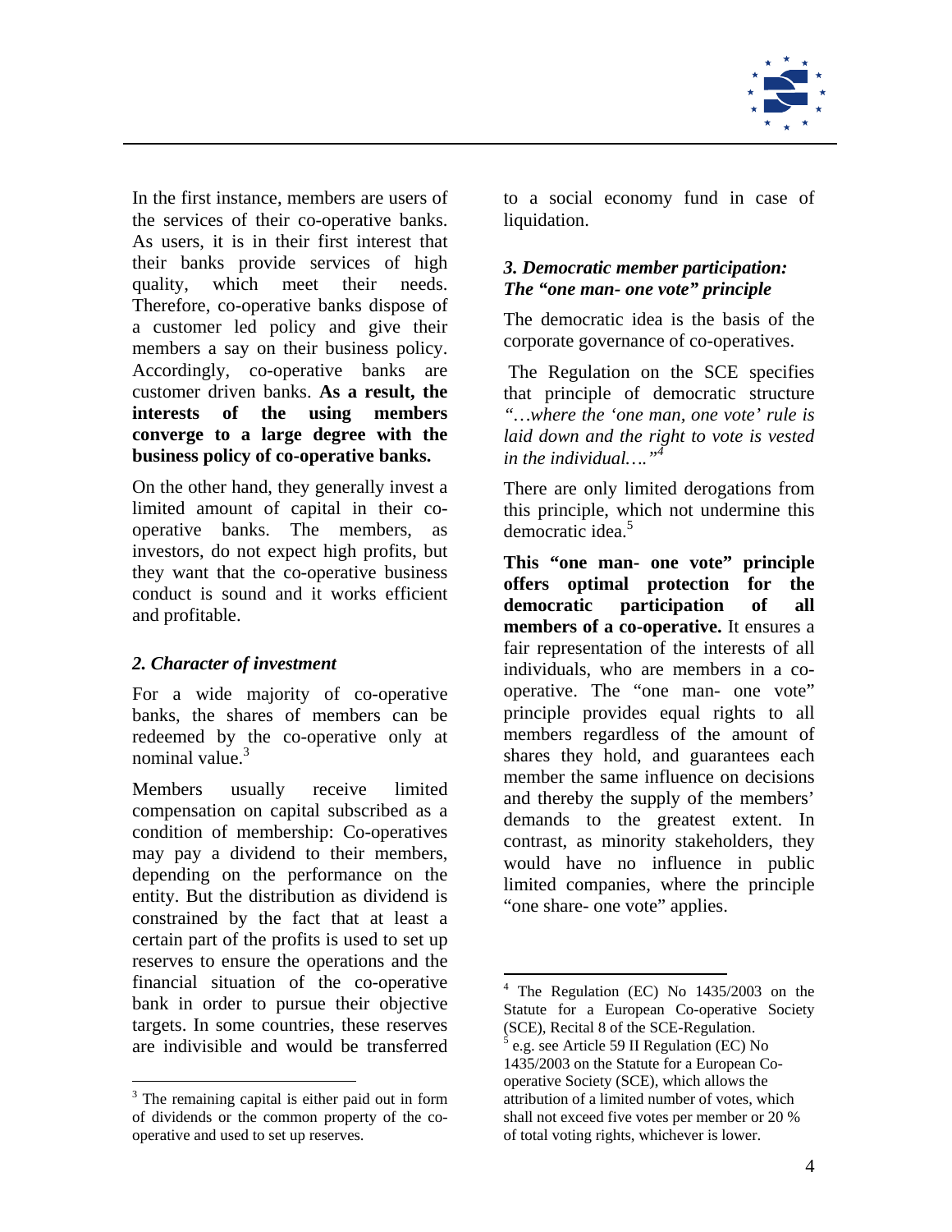In the first instance, members are users of the services of their co-operative banks. As users, it is in their first interest that their banks provide services of high quality, which meet their needs. Therefore, co-operative banks dispose of a customer led policy and give their members a say on their business policy. Accordingly, co-operative banks are customer driven banks. **As a result, the interests of the using members converge to a large degree with the business policy of co-operative banks.**

On the other hand, they generally invest a limited amount of capital in their co-operative banks. The members, as investors, do not expect high profits, but they want that the co-operative business conduct is sound and it works efficient and profitable.

### *2. Character of investment*

For a wide majority of co-operative banks, the shares of members can be redeemed by the co-operative only at nominal value.[3]

Members usually receive limited compensation on capital subscribed as a condition of membership: Co-operatives may pay a dividend to their members, depending on the performance on the entity. But the distribution as dividend is constrained by the fact that at least a certain part of the profits is used to set up reserves to ensure the operations and the financial situation of the co-operative bank in order to pursue their objective targets. In some countries, these reserves are indivisible and would be transferred to a social economy fund in case of liquidation.

### *3. Democratic member participation: The "one man- one vote" principle*

The democratic idea is the basis of the corporate governance of co-operatives.

The Regulation on the SCE specifies that principle of democratic structure *"…where the 'one man, one vote' rule is laid down and the right to vote is vested in the individual…."*[4]

There are only limited derogations from this principle, which not undermine this democratic idea.[5]

**This "one man- one vote" principle offers optimal protection for the democratic participation of all members of a co-operative.** It ensures a fair representation of the interests of all individuals, who are members in a co-operative. The "one man- one vote" principle provides equal rights to all members regardless of the amount of shares they hold, and guarantees each member the same influence on decisions and thereby the supply of the members' demands to the greatest extent. In contrast, as minority stakeholders, they would have no influence in public limited companies, where the principle "one share- one vote" applies.

---

[3] The remaining capital is either paid out in form of dividends or the common property of the co-operative and used to set up reserves.

[4] The Regulation (EC) No 1435/2003 on the Statute for a European Co-operative Society (SCE), Recital 8 of the SCE-Regulation.

[5] e.g. see Article 59 II Regulation (EC) No 1435/2003 on the Statute for a European Co-operative Society (SCE), which allows the attribution of a limited number of votes, which shall not exceed five votes per member or 20 % of total voting rights, whichever is lower.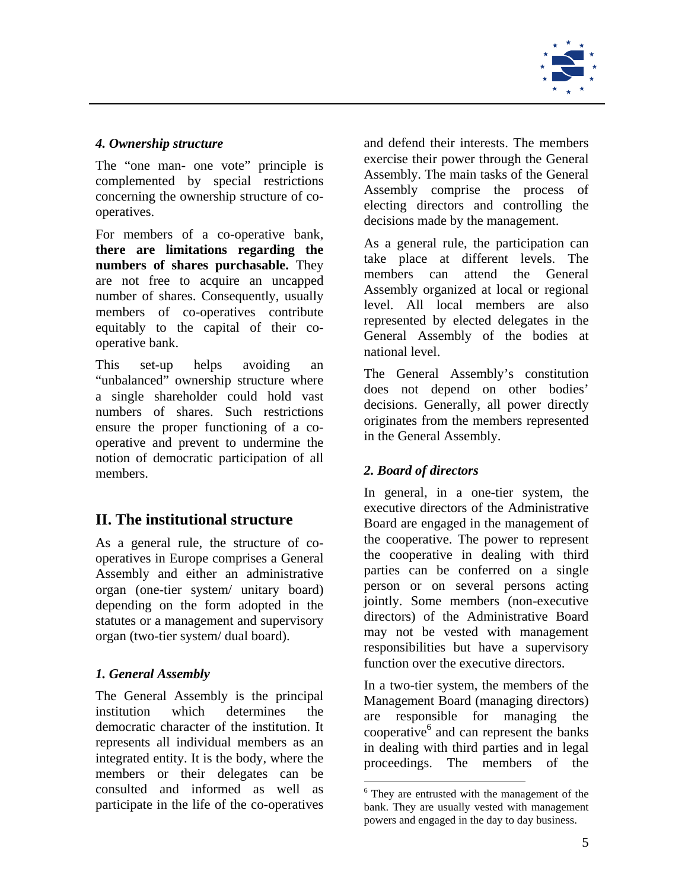### *4. Ownership structure*

The "one man- one vote" principle is complemented by special restrictions concerning the ownership structure of co-operatives.

For members of a co-operative bank, **there are limitations regarding the numbers of shares purchasable.** They are not free to acquire an uncapped number of shares. Consequently, usually members of co-operatives contribute equitably to the capital of their co-operative bank.

This set-up helps avoiding an "unbalanced" ownership structure where a single shareholder could hold vast numbers of shares. Such restrictions ensure the proper functioning of a co-operative and prevent to undermine the notion of democratic participation of all members.

## II. The institutional structure

As a general rule, the structure of co-operatives in Europe comprises a General Assembly and either an administrative organ (one-tier system/ unitary board) depending on the form adopted in the statutes or a management and supervisory organ (two-tier system/ dual board).

### *1. General Assembly*

The General Assembly is the principal institution which determines the democratic character of the institution. It represents all individual members as an integrated entity. It is the body, where the members or their delegates can be consulted and informed as well as participate in the life of the co-operatives and defend their interests. The members exercise their power through the General Assembly. The main tasks of the General Assembly comprise the process of electing directors and controlling the decisions made by the management.

As a general rule, the participation can take place at different levels. The members can attend the General Assembly organized at local or regional level. All local members are also represented by elected delegates in the General Assembly of the bodies at national level.

The General Assembly's constitution does not depend on other bodies' decisions. Generally, all power directly originates from the members represented in the General Assembly.

### *2. Board of directors*

In general, in a one-tier system, the executive directors of the Administrative Board are engaged in the management of the cooperative. The power to represent the cooperative in dealing with third parties can be conferred on a single person or on several persons acting jointly. Some members (non-executive directors) of the Administrative Board may not be vested with management responsibilities but have a supervisory function over the executive directors.

In a two-tier system, the members of the Management Board (managing directors) are responsible for managing the cooperative[6] and can represent the banks in dealing with third parties and in legal proceedings. The members of the

[6] They are entrusted with the management of the bank. They are usually vested with management powers and engaged in the day to day business.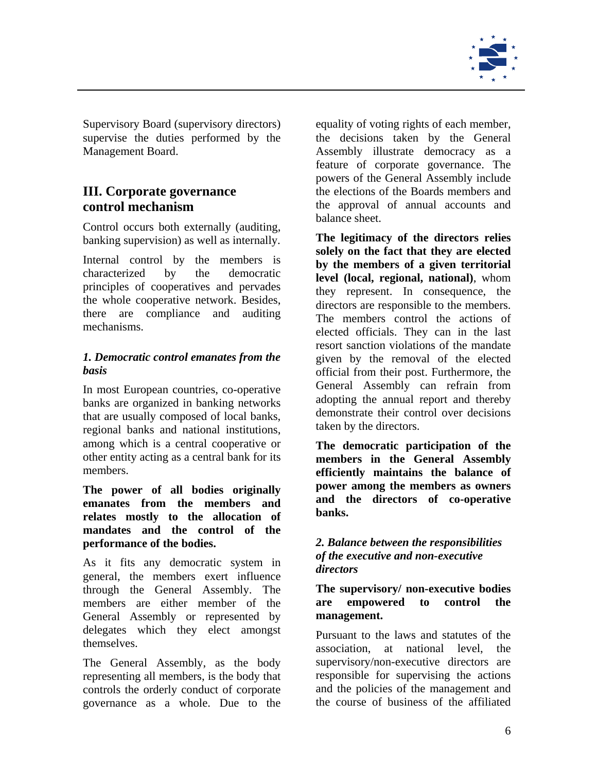Supervisory Board (supervisory directors) supervise the duties performed by the Management Board.

## III. Corporate governance control mechanism

Control occurs both externally (auditing, banking supervision) as well as internally.

Internal control by the members is characterized by the democratic principles of cooperatives and pervades the whole cooperative network. Besides, there are compliance and auditing mechanisms.

### *1. Democratic control emanates from the basis*

In most European countries, co-operative banks are organized in banking networks that are usually composed of local banks, regional banks and national institutions, among which is a central cooperative or other entity acting as a central bank for its members.

**The power of all bodies originally emanates from the members and relates mostly to the allocation of mandates and the control of the performance of the bodies.**

As it fits any democratic system in general, the members exert influence through the General Assembly. The members are either member of the General Assembly or represented by delegates which they elect amongst themselves.

The General Assembly, as the body representing all members, is the body that controls the orderly conduct of corporate governance as a whole. Due to the equality of voting rights of each member, the decisions taken by the General Assembly illustrate democracy as a feature of corporate governance. The powers of the General Assembly include the elections of the Boards members and the approval of annual accounts and balance sheet.

**The legitimacy of the directors relies solely on the fact that they are elected by the members of a given territorial level (local, regional, national)**, whom they represent. In consequence, the directors are responsible to the members. The members control the actions of elected officials. They can in the last resort sanction violations of the mandate given by the removal of the elected official from their post. Furthermore, the General Assembly can refrain from adopting the annual report and thereby demonstrate their control over decisions taken by the directors.

**The democratic participation of the members in the General Assembly efficiently maintains the balance of power among the members as owners and the directors of co-operative banks.**

### *2. Balance between the responsibilities of the executive and non-executive directors*

**The supervisory/ non-executive bodies are empowered to control the management.**

Pursuant to the laws and statutes of the association, at national level, the supervisory/non-executive directors are responsible for supervising the actions and the policies of the management and the course of business of the affiliated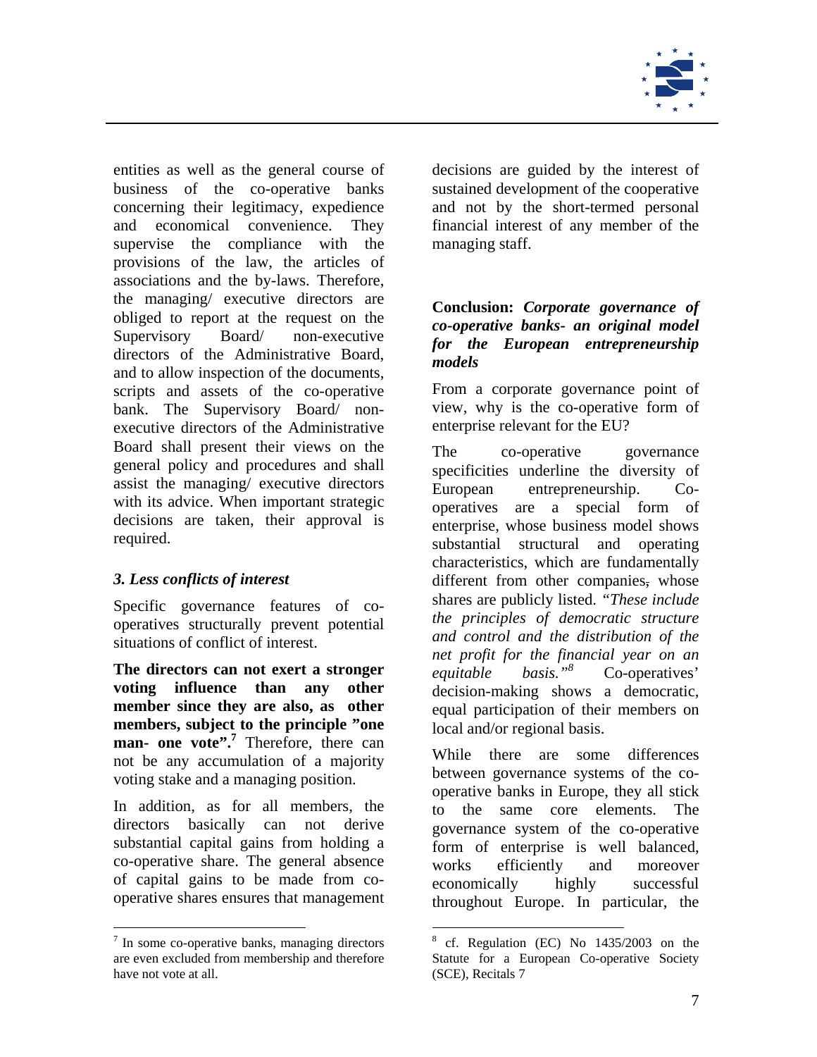entities as well as the general course of business of the co-operative banks concerning their legitimacy, expedience and economical convenience. They supervise the compliance with the provisions of the law, the articles of associations and the by-laws. Therefore, the managing/ executive directors are obliged to report at the request on the Supervisory Board/ non-executive directors of the Administrative Board, and to allow inspection of the documents, scripts and assets of the co-operative bank. The Supervisory Board/ non-executive directors of the Administrative Board shall present their views on the general policy and procedures and shall assist the managing/ executive directors with its advice. When important strategic decisions are taken, their approval is required.

### *3. Less conflicts of interest*

Specific governance features of co-operatives structurally prevent potential situations of conflict of interest.

**The directors can not exert a stronger voting influence than any other member since they are also, as other members, subject to the principle "one man- one vote".**[7] Therefore, there can not be any accumulation of a majority voting stake and a managing position.

In addition, as for all members, the directors basically can not derive substantial capital gains from holding a co-operative share. The general absence of capital gains to be made from co-operative shares ensures that management decisions are guided by the interest of sustained development of the cooperative and not by the short-termed personal financial interest of any member of the managing staff.

## **Conclusion:** ***Corporate governance of co-operative banks- an original model for the European entrepreneurship models***

From a corporate governance point of view, why is the co-operative form of enterprise relevant for the EU?

The co-operative governance specificities underline the diversity of European entrepreneurship. Co-operatives are a special form of enterprise, whose business model shows substantial structural and operating characteristics, which are fundamentally different from other companies, whose shares are publicly listed. *"These include the principles of democratic structure and control and the distribution of the net profit for the financial year on an equitable basis."*[8] Co-operatives' decision-making shows a democratic, equal participation of their members on local and/or regional basis.

While there are some differences between governance systems of the co-operative banks in Europe, they all stick to the same core elements. The governance system of the co-operative form of enterprise is well balanced, works efficiently and moreover economically highly successful throughout Europe. In particular, the

---

[7] In some co-operative banks, managing directors are even excluded from membership and therefore have not vote at all.

[8] cf. Regulation (EC) No 1435/2003 on the Statute for a European Co-operative Society (SCE), Recitals 7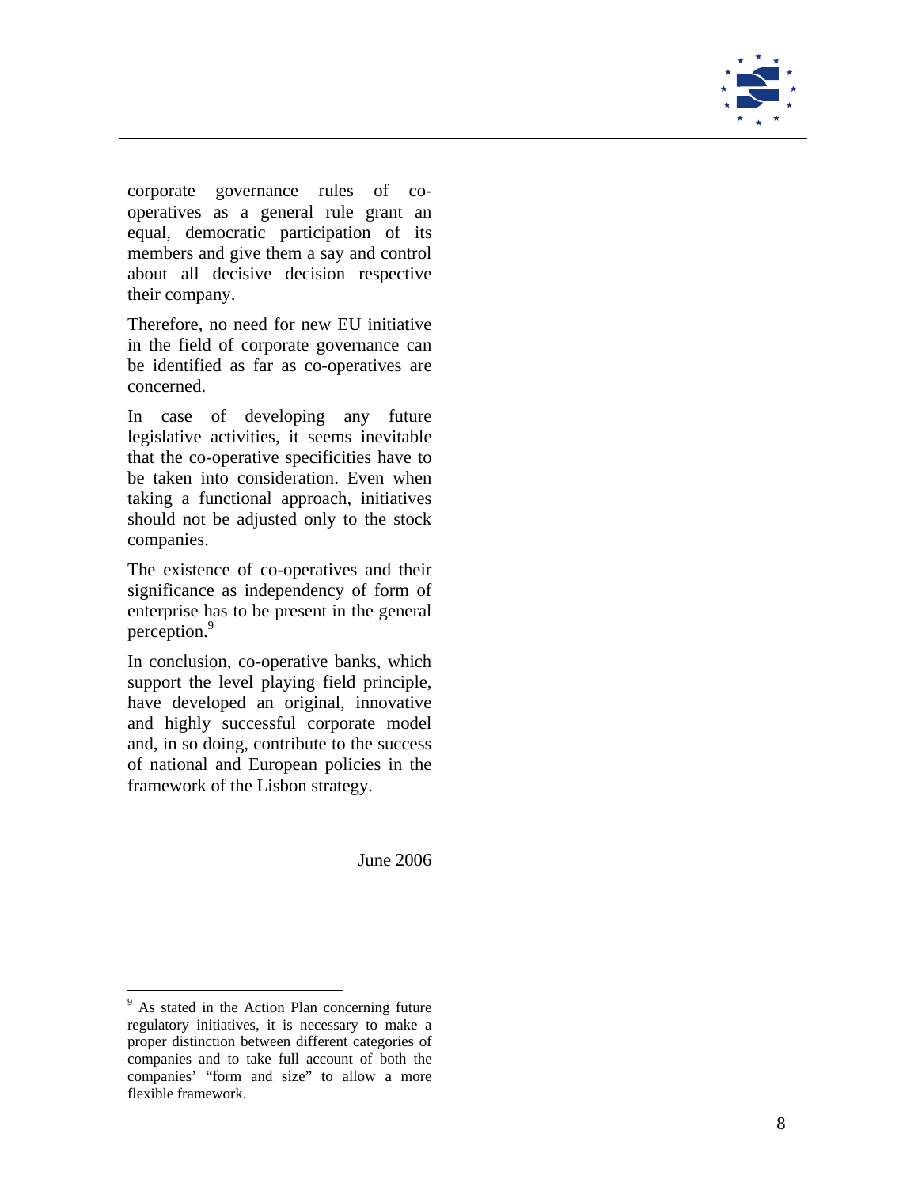corporate governance rules of co-operatives as a general rule grant an equal, democratic participation of its members and give them a say and control about all decisive decision respective their company.

Therefore, no need for new EU initiative in the field of corporate governance can be identified as far as co-operatives are concerned.

In case of developing any future legislative activities, it seems inevitable that the co-operative specificities have to be taken into consideration. Even when taking a functional approach, initiatives should not be adjusted only to the stock companies.

The existence of co-operatives and their significance as independency of form of enterprise has to be present in the general perception.[9]

In conclusion, co-operative banks, which support the level playing field principle, have developed an original, innovative and highly successful corporate model and, in so doing, contribute to the success of national and European policies in the framework of the Lisbon strategy.

June 2006

---

[9] As stated in the Action Plan concerning future regulatory initiatives, it is necessary to make a proper distinction between different categories of companies and to take full account of both the companies' "form and size" to allow a more flexible framework.